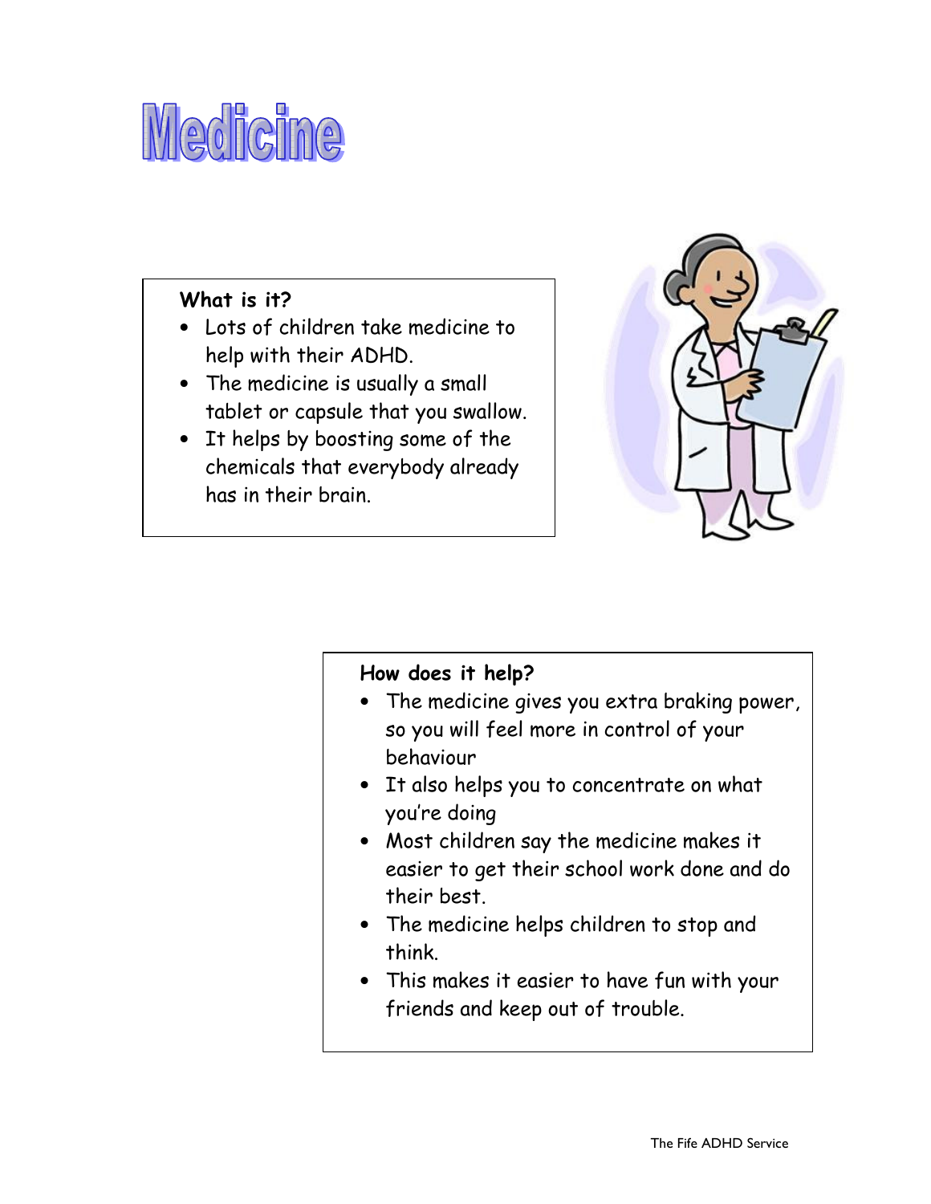# Medicine

**What is it?**

- Lots of children take medicine to help with their ADHD.
- The medicine is usually a small tablet or capsule that you swallow.
- It helps by boosting some of the chemicals that everybody already has in their brain.

**How does it help?**

- The medicine gives you extra braking power, so you will feel more in control of your behaviour
- It also helps you to concentrate on what you're doing
- Most children say the medicine makes it easier to get their school work done and do their best.
- The medicine helps children to stop and think.
- This makes it easier to have fun with your friends and keep out of trouble.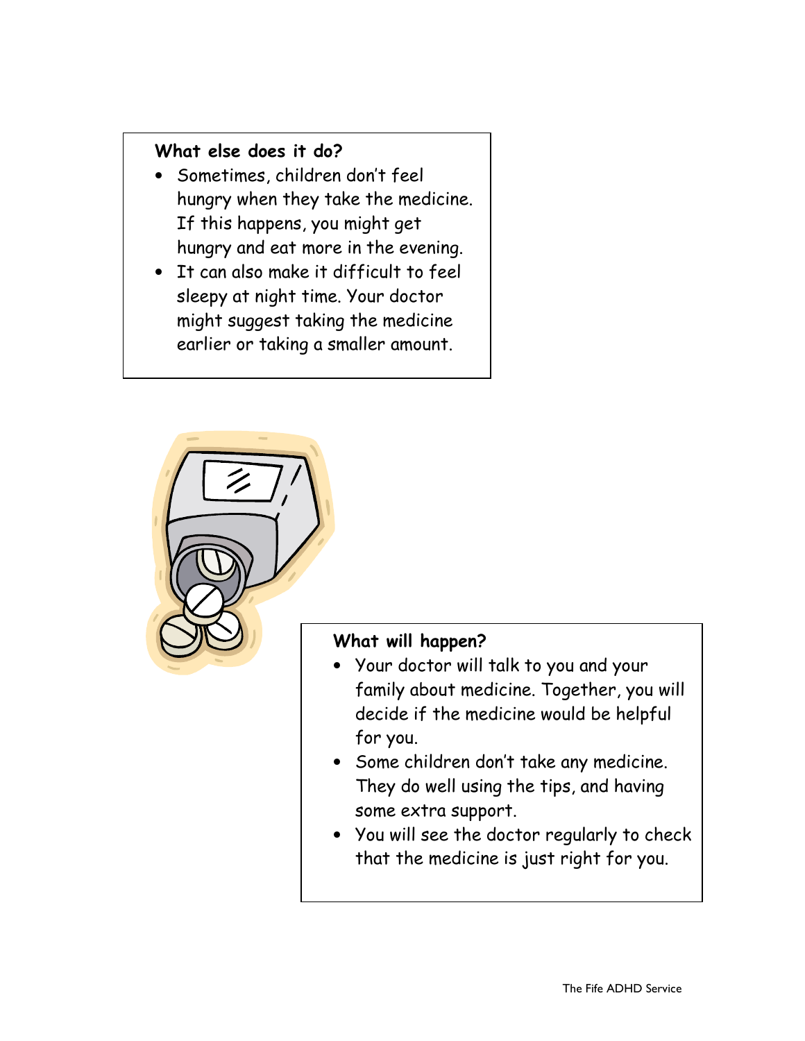**What else does it do?**

- Sometimes, children don't feel hungry when they take the medicine. If this happens, you might get hungry and eat more in the evening.
- It can also make it difficult to feel sleepy at night time. Your doctor might suggest taking the medicine earlier or taking a smaller amount.

**What will happen?**

- Your doctor will talk to you and your family about medicine. Together, you will decide if the medicine would be helpful for you.
- Some children don't take any medicine. They do well using the tips, and having some extra support.
- You will see the doctor regularly to check that the medicine is just right for you.